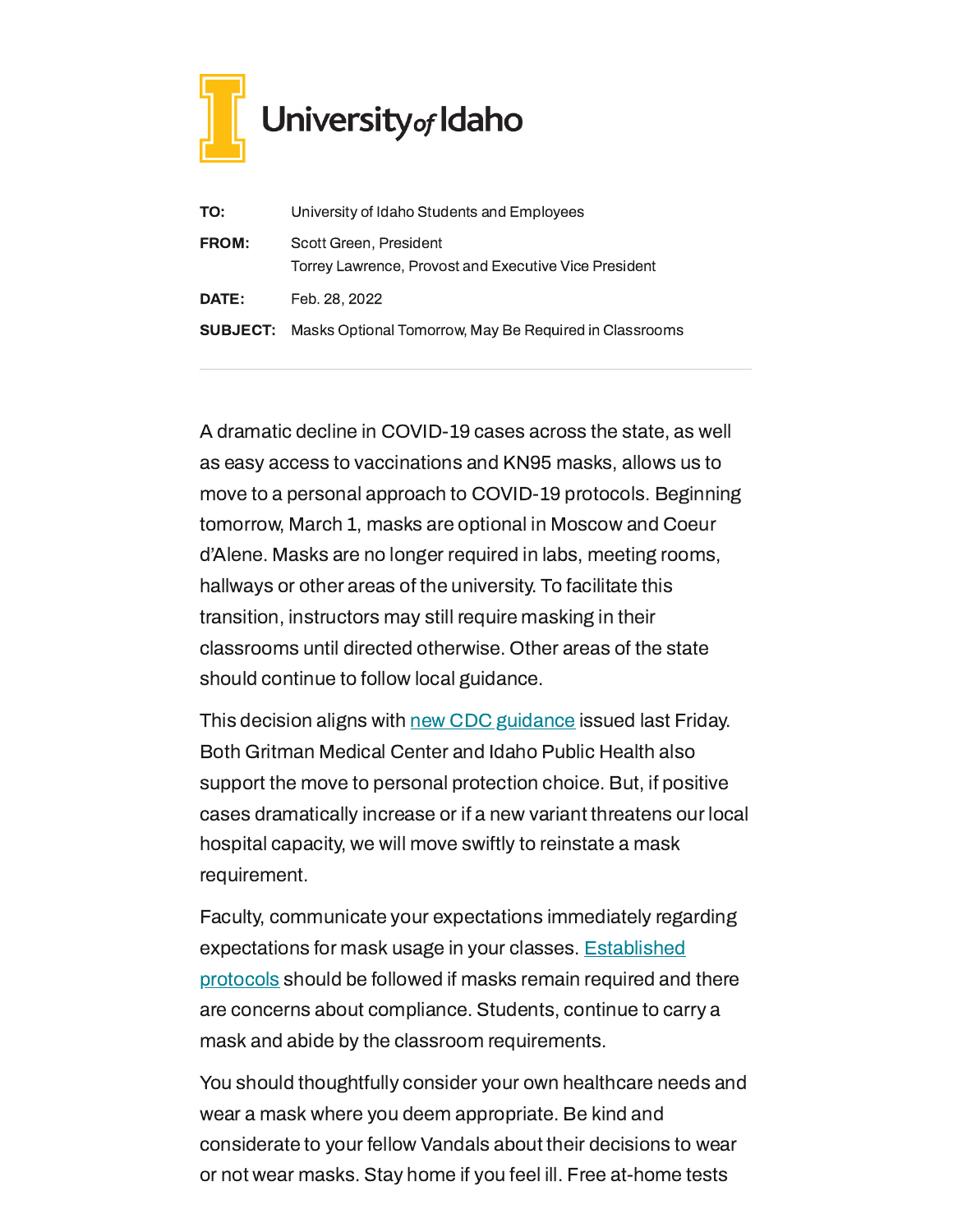University *of* Idaho

| | |
|---|---|
| **TO:** | University of Idaho Students and Employees |
| **FROM:** | Scott Green, President<br>Torrey Lawrence, Provost and Executive Vice President |
| **DATE:** | Feb. 28, 2022 |
| **SUBJECT:** | Masks Optional Tomorrow, May Be Required in Classrooms |

---

A dramatic decline in COVID-19 cases across the state, as well as easy access to vaccinations and KN95 masks, allows us to move to a personal approach to COVID-19 protocols. Beginning tomorrow, March 1, masks are optional in Moscow and Coeur d'Alene. Masks are no longer required in labs, meeting rooms, hallways or other areas of the university. To facilitate this transition, instructors may still require masking in their classrooms until directed otherwise. Other areas of the state should continue to follow local guidance.

This decision aligns with [new CDC guidance] issued last Friday. Both Gritman Medical Center and Idaho Public Health also support the move to personal protection choice. But, if positive cases dramatically increase or if a new variant threatens our local hospital capacity, we will move swiftly to reinstate a mask requirement.

Faculty, communicate your expectations immediately regarding expectations for mask usage in your classes. [Established protocols] should be followed if masks remain required and there are concerns about compliance. Students, continue to carry a mask and abide by the classroom requirements.

You should thoughtfully consider your own healthcare needs and wear a mask where you deem appropriate. Be kind and considerate to your fellow Vandals about their decisions to wear or not wear masks. Stay home if you feel ill. Free at-home tests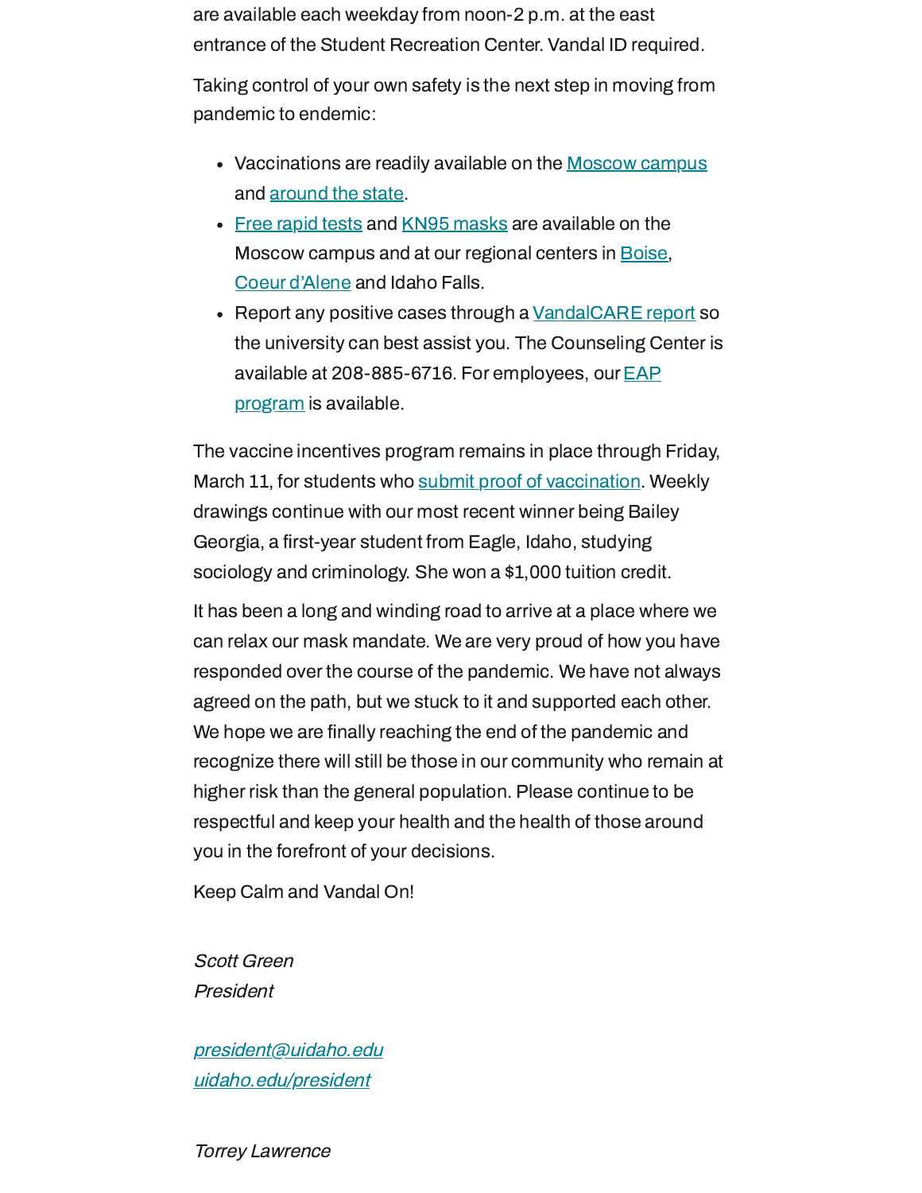are available each weekday from noon-2 p.m. at the east entrance of the Student Recreation Center. Vandal ID required.

Taking control of your own safety is the next step in moving from pandemic to endemic:

- Vaccinations are readily available on the Moscow campus and around the state.
- Free rapid tests and KN95 masks are available on the Moscow campus and at our regional centers in Boise, Coeur d'Alene and Idaho Falls.
- Report any positive cases through a VandalCARE report so the university can best assist you. The Counseling Center is available at 208-885-6716. For employees, our EAP program is available.

The vaccine incentives program remains in place through Friday, March 11, for students who submit proof of vaccination. Weekly drawings continue with our most recent winner being Bailey Georgia, a first-year student from Eagle, Idaho, studying sociology and criminology. She won a $1,000 tuition credit.

It has been a long and winding road to arrive at a place where we can relax our mask mandate. We are very proud of how you have responded over the course of the pandemic. We have not always agreed on the path, but we stuck to it and supported each other. We hope we are finally reaching the end of the pandemic and recognize there will still be those in our community who remain at higher risk than the general population. Please continue to be respectful and keep your health and the health of those around you in the forefront of your decisions.

Keep Calm and Vandal On!

*Scott Green*
*President*

*president@uidaho.edu*
*uidaho.edu/president*

*Torrey Lawrence*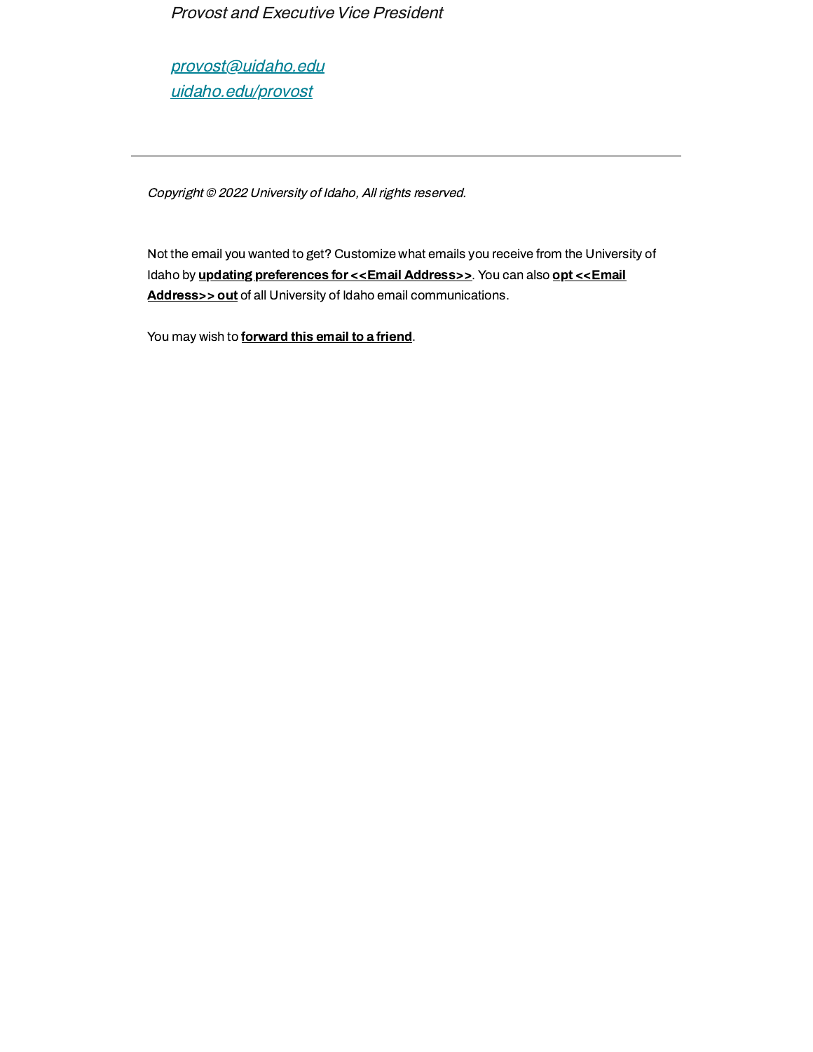*Provost and Executive Vice President*

*provost@uidaho.edu*
*uidaho.edu/provost*

---

*Copyright © 2022 University of Idaho, All rights reserved.*

Not the email you wanted to get? Customize what emails you receive from the University of Idaho by **updating preferences for <<Email Address>>**. You can also **opt <<Email Address>> out** of all University of Idaho email communications.

You may wish to **forward this email to a friend**.